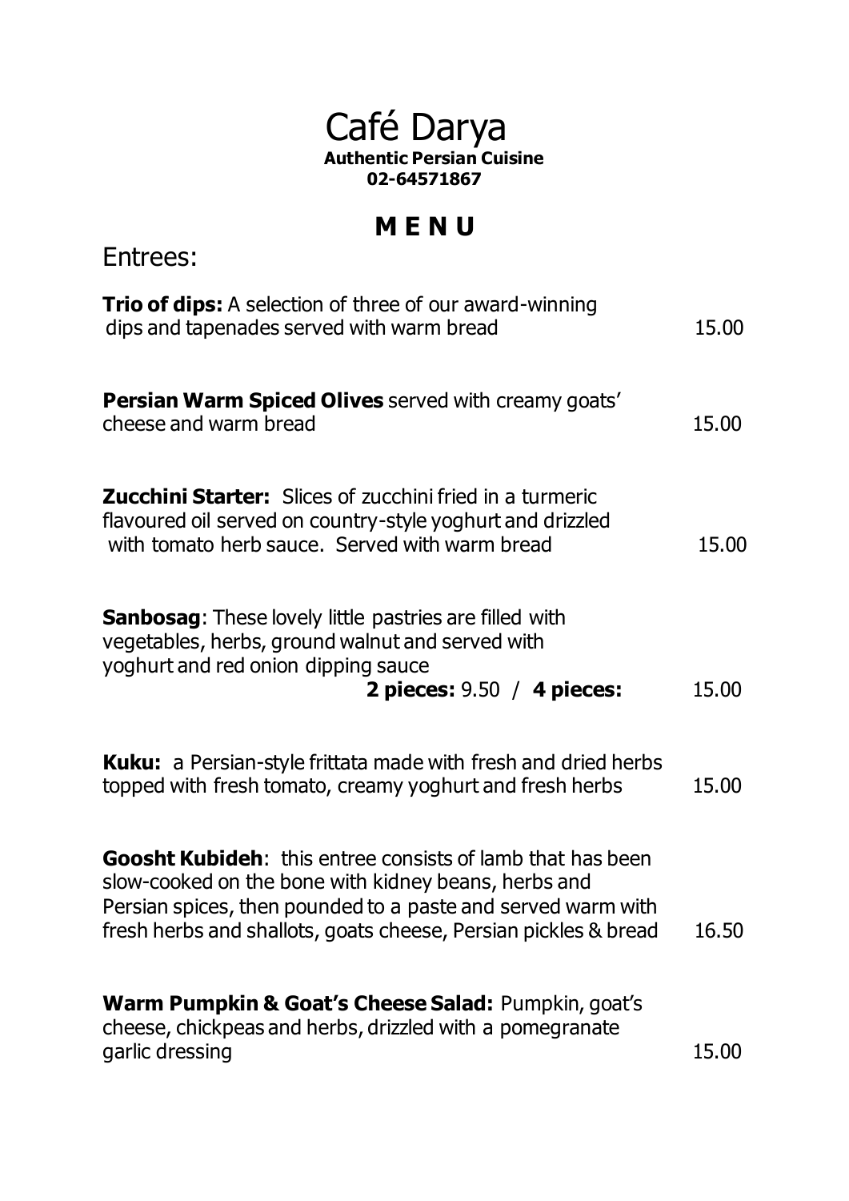# Café Darya

**Authentic Persian Cuisine**
**02-64571867**

## M E N U

### Entrees:

**Trio of dips:** A selection of three of our award-winning dips and tapenades served with warm bread — 15.00

**Persian Warm Spiced Olives** served with creamy goats' cheese and warm bread — 15.00

**Zucchini Starter:** Slices of zucchini fried in a turmeric flavoured oil served on country-style yoghurt and drizzled with tomato herb sauce. Served with warm bread — 15.00

**Sanbosag**: These lovely little pastries are filled with vegetables, herbs, ground walnut and served with yoghurt and red onion dipping sauce
**2 pieces:** 9.50 / **4 pieces:** 15.00

**Kuku:** a Persian-style frittata made with fresh and dried herbs topped with fresh tomato, creamy yoghurt and fresh herbs — 15.00

**Goosht Kubideh**: this entree consists of lamb that has been slow-cooked on the bone with kidney beans, herbs and Persian spices, then pounded to a paste and served warm with fresh herbs and shallots, goats cheese, Persian pickles & bread — 16.50

**Warm Pumpkin & Goat's Cheese Salad:** Pumpkin, goat's cheese, chickpeas and herbs, drizzled with a pomegranate garlic dressing — 15.00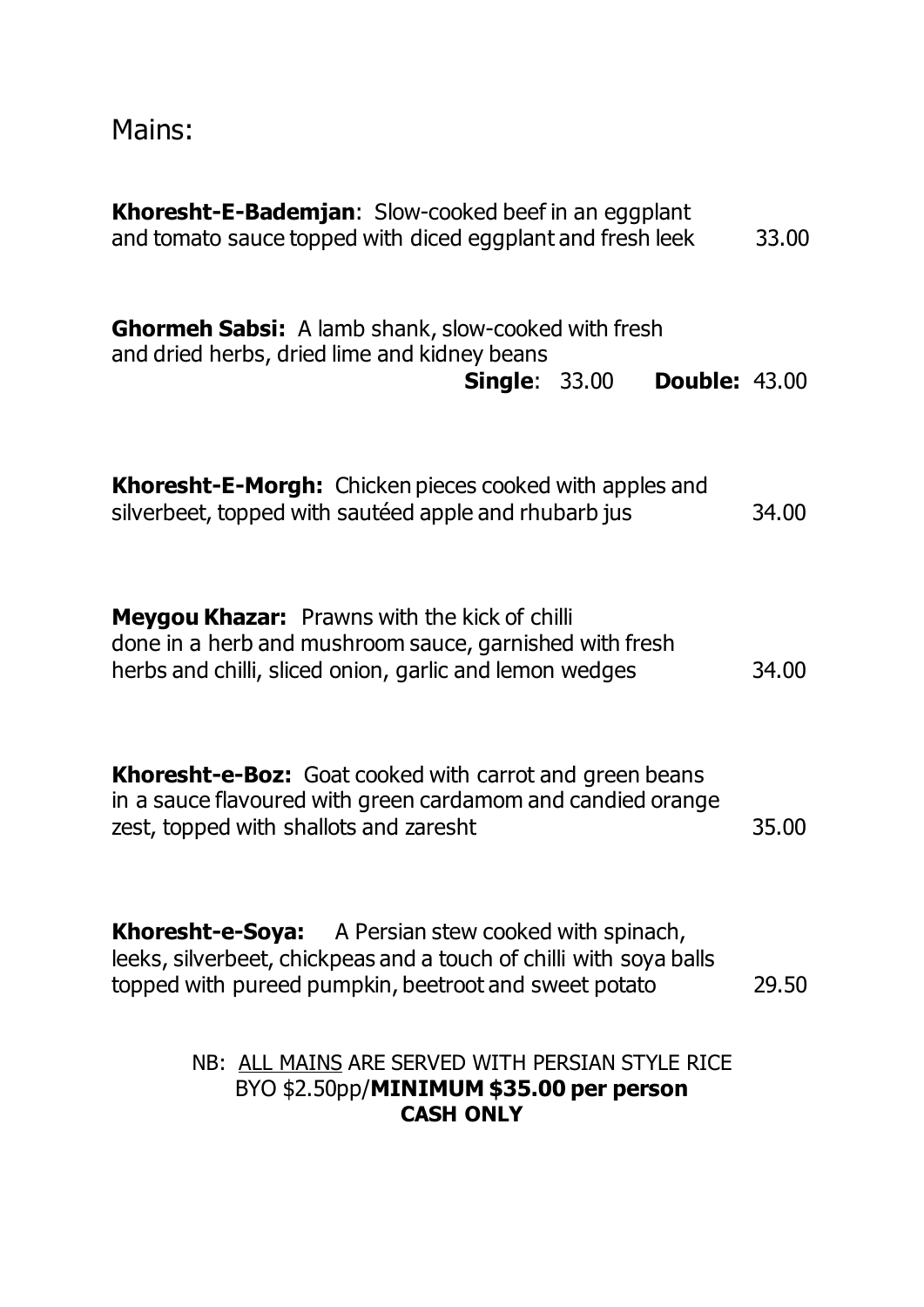# Mains:

**Khoresht-E-Bademjan**: Slow-cooked beef in an eggplant and tomato sauce topped with diced eggplant and fresh leek 33.00

**Ghormeh Sabsi:** A lamb shank, slow-cooked with fresh and dried herbs, dried lime and kidney beans
**Single**: 33.00 **Double:** 43.00

**Khoresht-E-Morgh:** Chicken pieces cooked with apples and silverbeet, topped with sautéed apple and rhubarb jus 34.00

**Meygou Khazar:** Prawns with the kick of chilli done in a herb and mushroom sauce, garnished with fresh herbs and chilli, sliced onion, garlic and lemon wedges 34.00

**Khoresht-e-Boz:** Goat cooked with carrot and green beans in a sauce flavoured with green cardamom and candied orange zest, topped with shallots and zaresht 35.00

**Khoresht-e-Soya:** A Persian stew cooked with spinach, leeks, silverbeet, chickpeas and a touch of chilli with soya balls topped with pureed pumpkin, beetroot and sweet potato 29.50

NB: <u>ALL MAINS</u> ARE SERVED WITH PERSIAN STYLE RICE
BYO $2.50pp/**MINIMUM $35.00 per person**
**CASH ONLY**